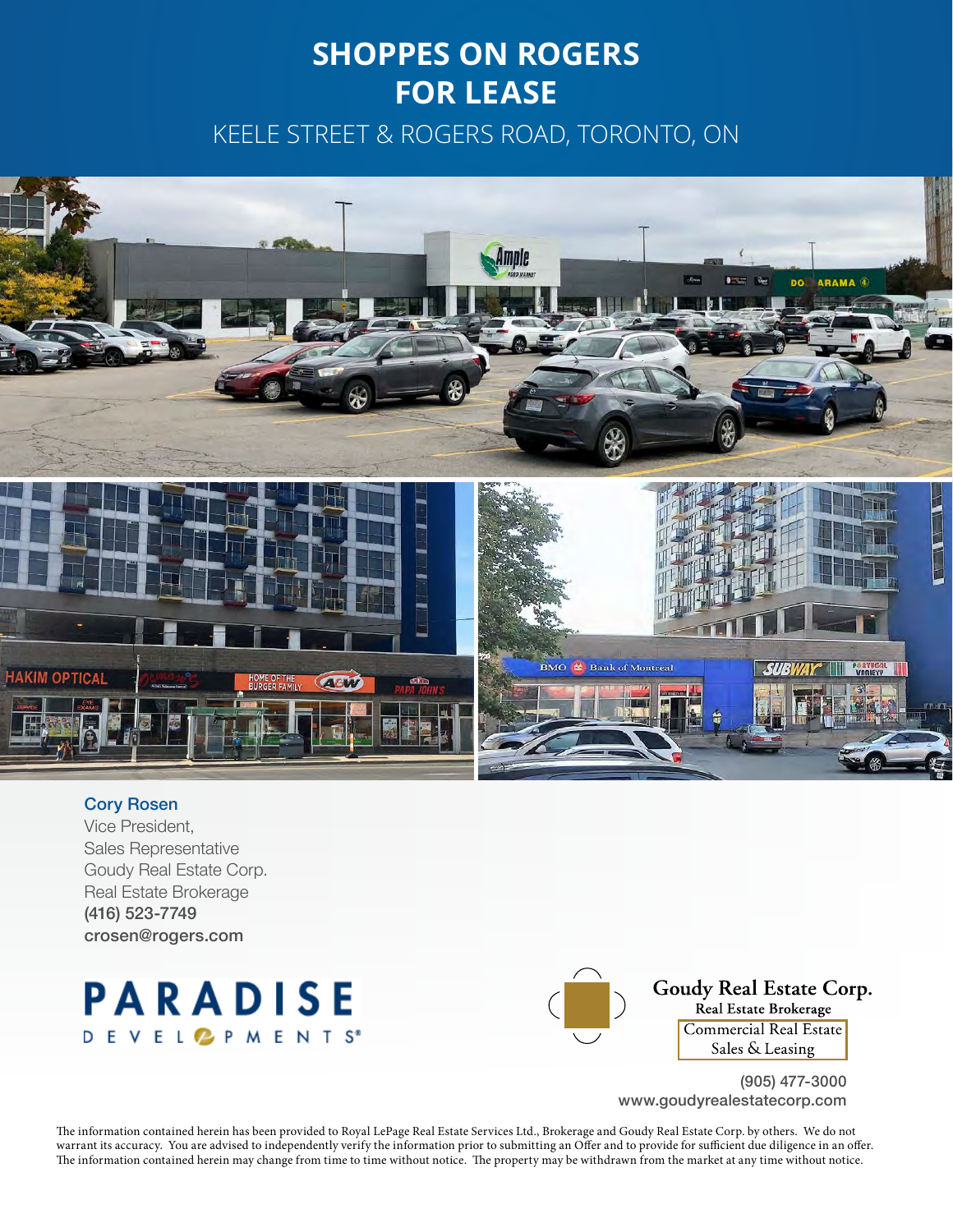# SHOPPES ON ROGERS
# FOR LEASE

## KEELE STREET & ROGERS ROAD, TORONTO, ON

**Cory Rosen**
Vice President,
Sales Representative
Goudy Real Estate Corp.
Real Estate Brokerage
(416) 523-7749
crosen@rogers.com

PARADISE DEVELOPMENTS®

Goudy Real Estate Corp.
Real Estate Brokerage
Commercial Real Estate
Sales & Leasing

(905) 477-3000
www.goudyrealestatecorp.com

The information contained herein has been provided to Royal LePage Real Estate Services Ltd., Brokerage and Goudy Real Estate Corp. by others. We do not warrant its accuracy. You are advised to independently verify the information prior to submitting an Offer and to provide for sufficient due diligence in an offer. The information contained herein may change from time to time without notice. The property may be withdrawn from the market at any time without notice.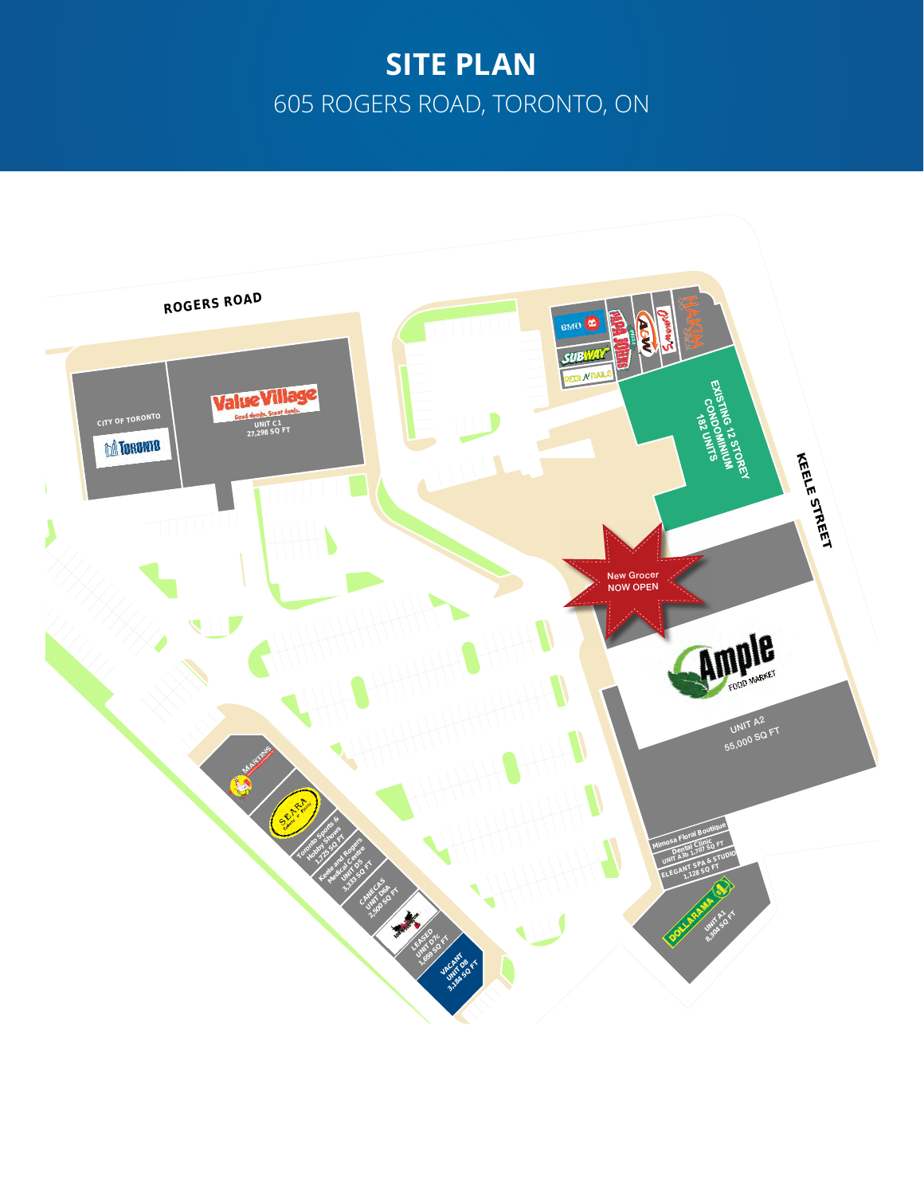# SITE PLAN

605 ROGERS ROAD, TORONTO, ON

ROGERS ROAD

KEELE STREET

CITY OF TORONTO

Value Village
UNIT C1
27,298 SQ FT

BMO

SUBWAY

PAPA JOHNS

A&W

HAKIM

EXISTING 12 STOREY CONDOMINIUM 182 UNITS

New Grocer NOW OPEN

Ample FOOD MARKET
UNIT A2
55,000 SQ FT

Mimosa Floral Boutique

Dental Clinic UNIT A3b 1,707 SQ FT

ELEGANT SPA & STUDIO 1,128 SQ FT

DOLLARAMA
UNIT A1
8,304 SQ FT

MARTINS

SPARA

Toronto Sports & Hobby Shows 1,725 SQ FT

Keele and Rogers Medical Centre UNIT D5 3,333 SQ FT

CARECAS UNIT D6A 2,500 SQ FT

LEASED UNIT D7c 1,659 SQ FT

VACANT UNIT D8 3,184 SQ FT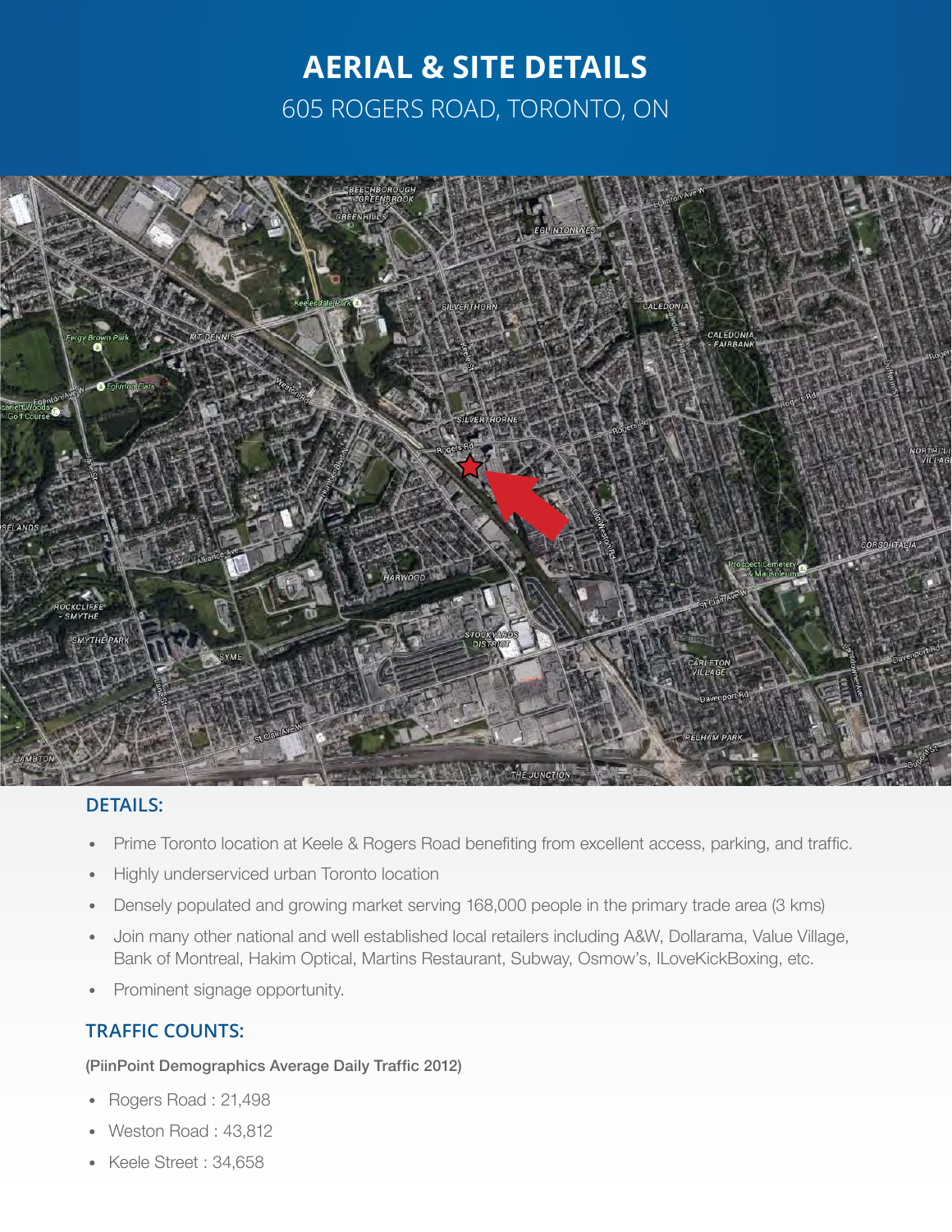# AERIAL & SITE DETAILS

605 ROGERS ROAD, TORONTO, ON

## DETAILS:

- Prime Toronto location at Keele & Rogers Road benefiting from excellent access, parking, and traffic.
- Highly underserviced urban Toronto location
- Densely populated and growing market serving 168,000 people in the primary trade area (3 kms)
- Join many other national and well established local retailers including A&W, Dollarama, Value Village, Bank of Montreal, Hakim Optical, Martins Restaurant, Subway, Osmow's, ILoveKickBoxing, etc.
- Prominent signage opportunity.

## TRAFFIC COUNTS:

**(PiinPoint Demographics Average Daily Traffic 2012)**

- Rogers Road : 21,498
- Weston Road : 43,812
- Keele Street : 34,658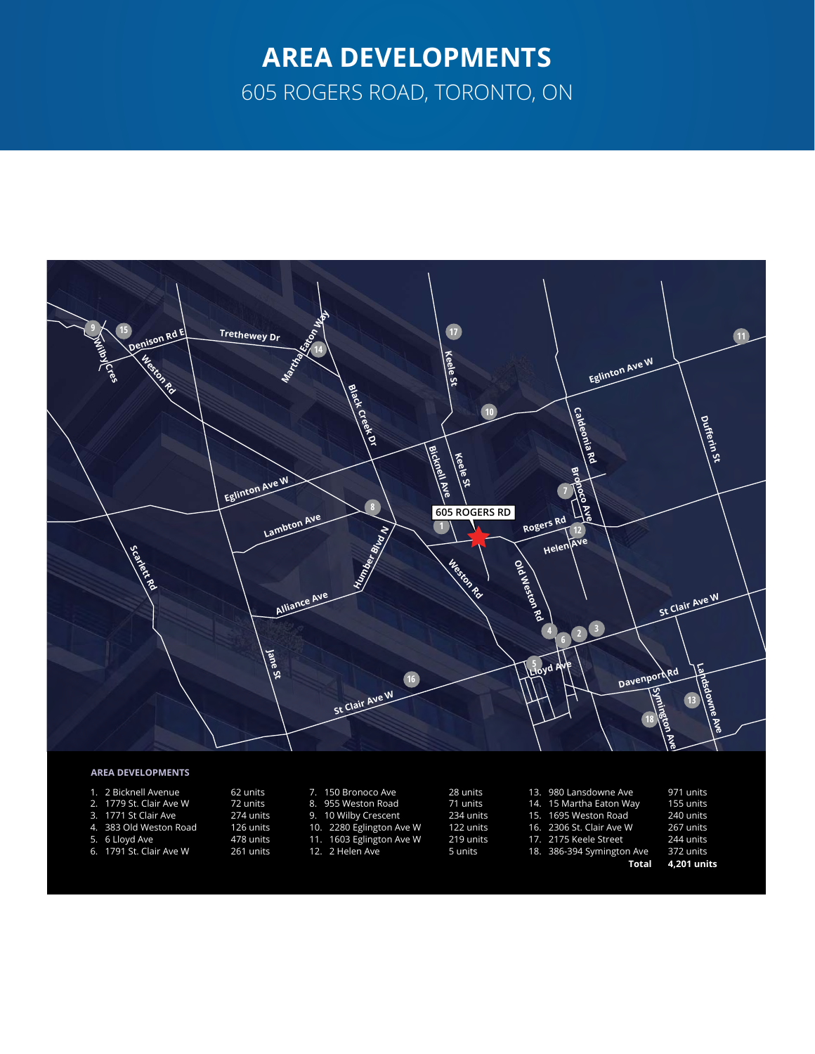# AREA DEVELOPMENTS

605 ROGERS ROAD, TORONTO, ON

**AREA DEVELOPMENTS**

| # | Address | Units |
|---|---|---|
| 1. | 2 Bicknell Avenue | 62 units |
| 2. | 1779 St. Clair Ave W | 72 units |
| 3. | 1771 St Clair Ave | 274 units |
| 4. | 383 Old Weston Road | 126 units |
| 5. | 6 Lloyd Ave | 478 units |
| 6. | 1791 St. Clair Ave W | 261 units |
| 7. | 150 Bronoco Ave | 28 units |
| 8. | 955 Weston Road | 71 units |
| 9. | 10 Wilby Crescent | 234 units |
| 10. | 2280 Eglington Ave W | 122 units |
| 11. | 1603 Eglington Ave W | 219 units |
| 12. | 2 Helen Ave | 5 units |
| 13. | 980 Lansdowne Ave | 971 units |
| 14. | 15 Martha Eaton Way | 155 units |
| 15. | 1695 Weston Road | 240 units |
| 16. | 2306 St. Clair Ave W | 267 units |
| 17. | 2175 Keele Street | 244 units |
| 18. | 386-394 Symington Ave | 372 units |
| | **Total** | **4,201 units** |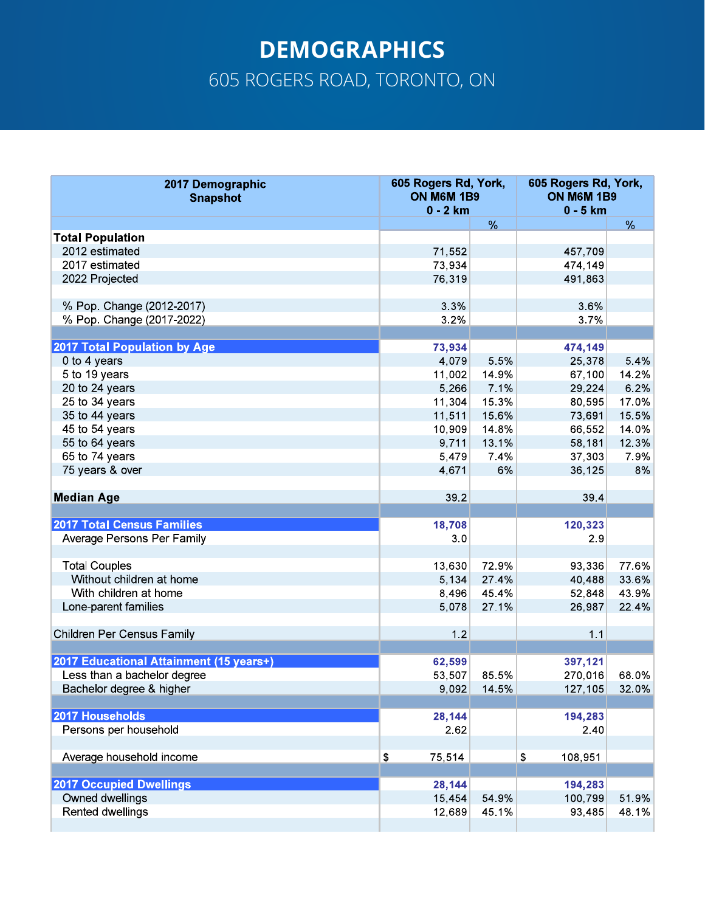# DEMOGRAPHICS

605 ROGERS ROAD, TORONTO, ON

| 2017 Demographic Snapshot | 605 Rogers Rd, York, ON M6M 1B9 0 - 2 km | | 605 Rogers Rd, York, ON M6M 1B9 0 - 5 km | |
|---|---|---|---|---|
| | | % | | % |
| **Total Population** | | | | |
| 2012 estimated | 71,552 | | 457,709 | |
| 2017 estimated | 73,934 | | 474,149 | |
| 2022 Projected | 76,319 | | 491,863 | |
| | | | | |
| % Pop. Change (2012-2017) | 3.3% | | 3.6% | |
| % Pop. Change (2017-2022) | 3.2% | | 3.7% | |
| | | | | |
| **2017 Total Population by Age** | **73,934** | | **474,149** | |
| 0 to 4 years | 4,079 | 5.5% | 25,378 | 5.4% |
| 5 to 19 years | 11,002 | 14.9% | 67,100 | 14.2% |
| 20 to 24 years | 5,266 | 7.1% | 29,224 | 6.2% |
| 25 to 34 years | 11,304 | 15.3% | 80,595 | 17.0% |
| 35 to 44 years | 11,511 | 15.6% | 73,691 | 15.5% |
| 45 to 54 years | 10,909 | 14.8% | 66,552 | 14.0% |
| 55 to 64 years | 9,711 | 13.1% | 58,181 | 12.3% |
| 65 to 74 years | 5,479 | 7.4% | 37,303 | 7.9% |
| 75 years & over | 4,671 | 6% | 36,125 | 8% |
| | | | | |
| **Median Age** | 39.2 | | 39.4 | |
| | | | | |
| **2017 Total Census Families** | **18,708** | | **120,323** | |
| Average Persons Per Family | 3.0 | | 2.9 | |
| | | | | |
| Total Couples | 13,630 | 72.9% | 93,336 | 77.6% |
| Without children at home | 5,134 | 27.4% | 40,488 | 33.6% |
| With children at home | 8,496 | 45.4% | 52,848 | 43.9% |
| Lone-parent families | 5,078 | 27.1% | 26,987 | 22.4% |
| | | | | |
| Children Per Census Family | 1.2 | | 1.1 | |
| | | | | |
| **2017 Educational Attainment (15 years+)** | **62,599** | | **397,121** | |
| Less than a bachelor degree | 53,507 | 85.5% | 270,016 | 68.0% |
| Bachelor degree & higher | 9,092 | 14.5% | 127,105 | 32.0% |
| | | | | |
| **2017 Households** | **28,144** | | **194,283** | |
| Persons per household | 2.62 | | 2.40 | |
| | | | | |
| Average household income | $ 75,514 | | $ 108,951 | |
| | | | | |
| **2017 Occupied Dwellings** | **28,144** | | **194,283** | |
| Owned dwellings | 15,454 | 54.9% | 100,799 | 51.9% |
| Rented dwellings | 12,689 | 45.1% | 93,485 | 48.1% |